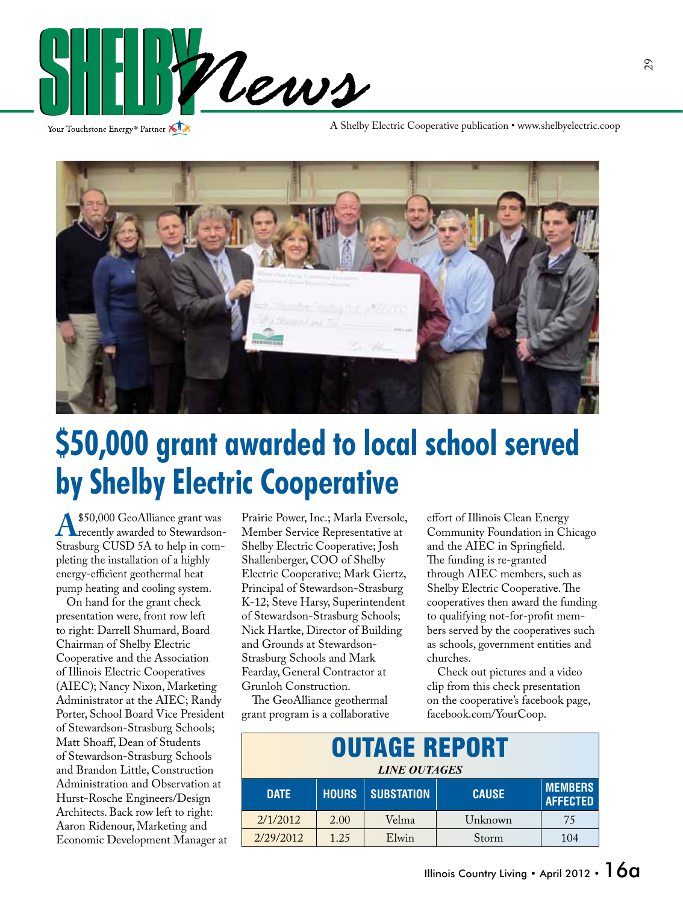# SHELBY News

Your Touchstone Energy® Partner

A Shelby Electric Cooperative publication • www.shelbyelectric.coop

# $50,000 grant awarded to local school served by Shelby Electric Cooperative

A $50,000 GeoAlliance grant was recently awarded to Stewardson-Strasburg CUSD 5A to help in completing the installation of a highly energy-efficient geothermal heat pump heating and cooling system.

On hand for the grant check presentation were, front row left to right: Darrell Shumard, Board Chairman of Shelby Electric Cooperative and the Association of Illinois Electric Cooperatives (AIEC); Nancy Nixon, Marketing Administrator at the AIEC; Randy Porter, School Board Vice President of Stewardson-Strasburg Schools; Matt Shoaff, Dean of Students of Stewardson-Strasburg Schools and Brandon Little, Construction Administration and Observation at Hurst-Rosche Engineers/Design Architects. Back row left to right: Aaron Ridenour, Marketing and Economic Development Manager at Prairie Power, Inc.; Marla Eversole, Member Service Representative at Shelby Electric Cooperative; Josh Shallenberger, COO of Shelby Electric Cooperative; Mark Giertz, Principal of Stewardson-Strasburg K-12; Steve Harsy, Superintendent of Stewardson-Strasburg Schools; Nick Hartke, Director of Building and Grounds at Stewardson-Strasburg Schools and Mark Fearday, General Contractor at Grunloh Construction.

The GeoAlliance geothermal grant program is a collaborative effort of Illinois Clean Energy Community Foundation in Chicago and the AIEC in Springfield. The funding is re-granted through AIEC members, such as Shelby Electric Cooperative. The cooperatives then award the funding to qualifying not-for-profit members served by the cooperatives such as schools, government entities and churches.

Check out pictures and a video clip from this check presentation on the cooperative's facebook page, facebook.com/YourCoop.

## OUTAGE REPORT

*LINE OUTAGES*

| DATE | HOURS | SUBSTATION | CAUSE | MEMBERS AFFECTED |
|---|---|---|---|---|
| 2/1/2012 | 2.00 | Velma | Unknown | 75 |
| 2/29/2012 | 1.25 | Elwin | Storm | 104 |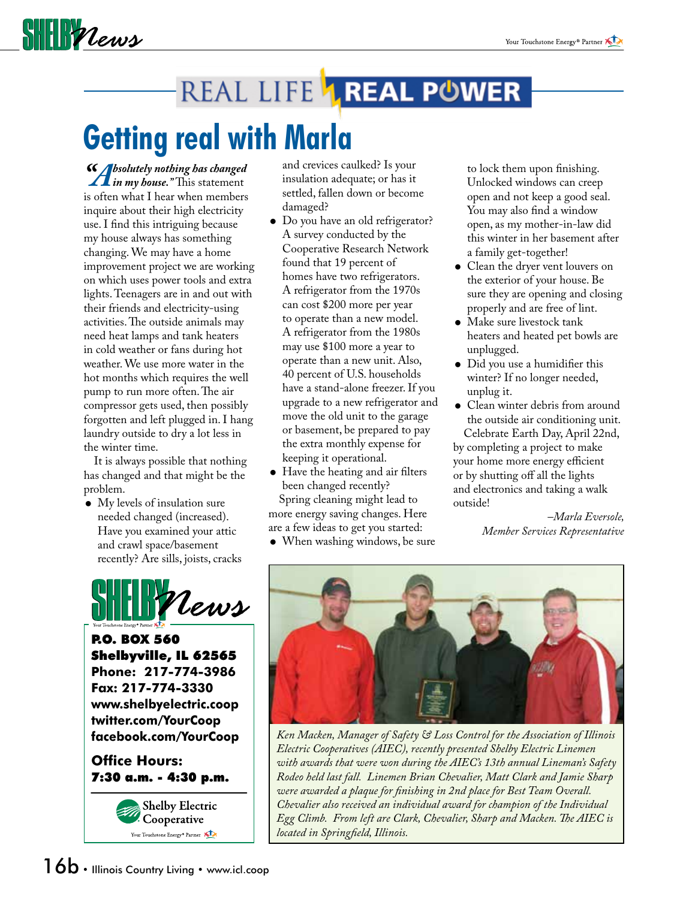# REAL LIFE REAL POWER

## Getting real with Marla

***"Absolutely nothing has changed in my house."*** This statement is often what I hear when members inquire about their high electricity use. I find this intriguing because my house always has something changing. We may have a home improvement project we are working on which uses power tools and extra lights. Teenagers are in and out with their friends and electricity-using activities. The outside animals may need heat lamps and tank heaters in cold weather or fans during hot weather. We use more water in the hot months which requires the well pump to run more often. The air compressor gets used, then possibly forgotten and left plugged in. I hang laundry outside to dry a lot less in the winter time.

It is always possible that nothing has changed and that might be the problem.

- My levels of insulation sure needed changed (increased). Have you examined your attic and crawl space/basement recently? Are sills, joists, cracks and crevices caulked? Is your insulation adequate; or has it settled, fallen down or become damaged?
- Do you have an old refrigerator? A survey conducted by the Cooperative Research Network found that 19 percent of homes have two refrigerators. A refrigerator from the 1970s can cost $200 more per year to operate than a new model. A refrigerator from the 1980s may use $100 more a year to operate than a new unit. Also, 40 percent of U.S. households have a stand-alone freezer. If you upgrade to a new refrigerator and move the old unit to the garage or basement, be prepared to pay the extra monthly expense for keeping it operational.
- Have the heating and air filters been changed recently?

Spring cleaning might lead to more energy saving changes. Here are a few ideas to get you started:

- When washing windows, be sure to lock them upon finishing. Unlocked windows can creep open and not keep a good seal. You may also find a window open, as my mother-in-law did this winter in her basement after a family get-together!
- Clean the dryer vent louvers on the exterior of your house. Be sure they are opening and closing properly and are free of lint.
- Make sure livestock tank heaters and heated pet bowls are unplugged.
- Did you use a humidifier this winter? If no longer needed, unplug it.
- Clean winter debris from around the outside air conditioning unit.

Celebrate Earth Day, April 22nd, by completing a project to make your home more energy efficient or by shutting off all the lights and electronics and taking a walk outside!

*–Marla Eversole, Member Services Representative*

---

**SHELBY News**

**P.O. BOX 560**
**Shelbyville, IL 62565**
**Phone: 217-774-3986**
**Fax: 217-774-3330**
**www.shelbyelectric.coop**
**twitter.com/YourCoop**
**facebook.com/YourCoop**

**Office Hours:**
**7:30 a.m. - 4:30 p.m.**

Shelby Electric Cooperative
Your Touchstone Energy® Partner

---

*Ken Macken, Manager of Safety & Loss Control for the Association of Illinois Electric Cooperatives (AIEC), recently presented Shelby Electric Linemen with awards that were won during the AIEC's 13th annual Lineman's Safety Rodeo held last fall. Linemen Brian Chevalier, Matt Clark and Jamie Sharp were awarded a plaque for finishing in 2nd place for Best Team Overall. Chevalier also received an individual award for champion of the Individual Egg Climb. From left are Clark, Chevalier, Sharp and Macken. The AIEC is located in Springfield, Illinois.*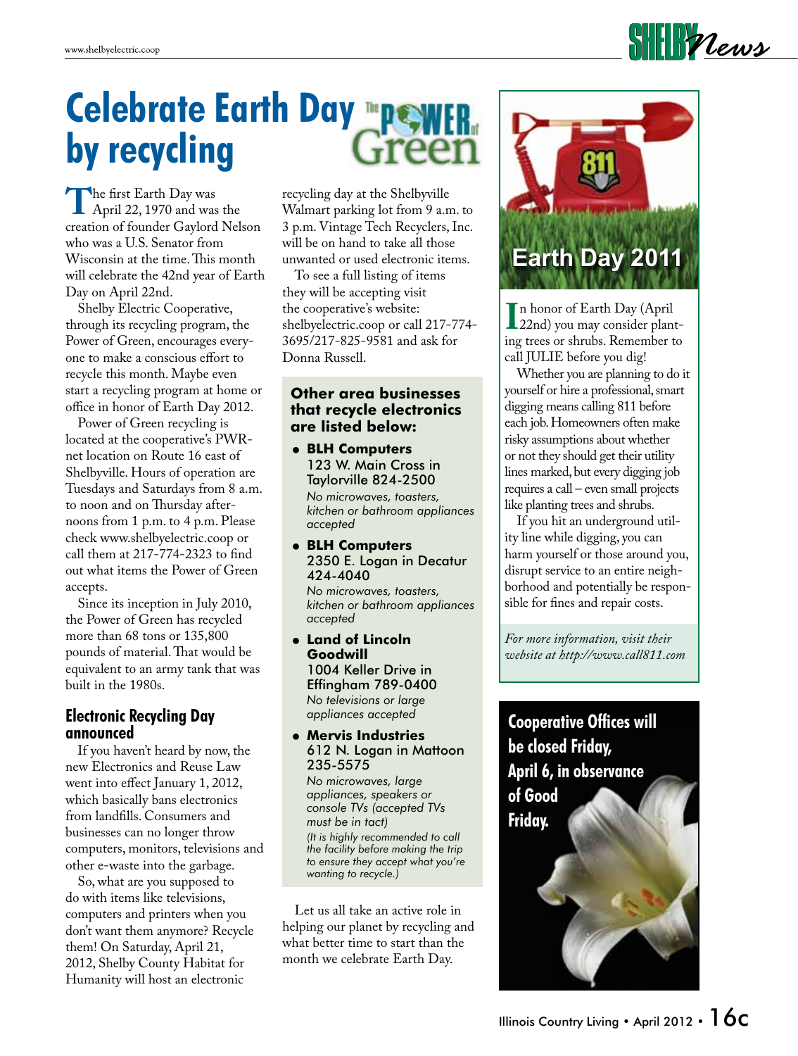# Celebrate Earth Day by recycling

The first Earth Day was April 22, 1970 and was the creation of founder Gaylord Nelson who was a U.S. Senator from Wisconsin at the time. This month will celebrate the 42nd year of Earth Day on April 22nd.

Shelby Electric Cooperative, through its recycling program, the Power of Green, encourages everyone to make a conscious effort to recycle this month. Maybe even start a recycling program at home or office in honor of Earth Day 2012.

Power of Green recycling is located at the cooperative's PWR-net location on Route 16 east of Shelbyville. Hours of operation are Tuesdays and Saturdays from 8 a.m. to noon and on Thursday afternoons from 1 p.m. to 4 p.m. Please check www.shelbyelectric.coop or call them at 217-774-2323 to find out what items the Power of Green accepts.

Since its inception in July 2010, the Power of Green has recycled more than 68 tons or 135,800 pounds of material. That would be equivalent to an army tank that was built in the 1980s.

## Electronic Recycling Day announced

If you haven't heard by now, the new Electronics and Reuse Law went into effect January 1, 2012, which basically bans electronics from landfills. Consumers and businesses can no longer throw computers, monitors, televisions and other e-waste into the garbage.

So, what are you supposed to do with items like televisions, computers and printers when you don't want them anymore? Recycle them! On Saturday, April 21, 2012, Shelby County Habitat for Humanity will host an electronic recycling day at the Shelbyville Walmart parking lot from 9 a.m. to 3 p.m. Vintage Tech Recyclers, Inc. will be on hand to take all those unwanted or used electronic items.

To see a full listing of items they will be accepting visit the cooperative's website: shelbyelectric.coop or call 217-774-3695/217-825-9581 and ask for Donna Russell.

**Other area businesses that recycle electronics are listed below:**

- **BLH Computers**
  123 W. Main Cross in Taylorville 824-2500
  *No microwaves, toasters, kitchen or bathroom appliances accepted*
- **BLH Computers**
  2350 E. Logan in Decatur 424-4040
  *No microwaves, toasters, kitchen or bathroom appliances accepted*
- **Land of Lincoln Goodwill**
  1004 Keller Drive in Effingham 789-0400
  *No televisions or large appliances accepted*
- **Mervis Industries**
  612 N. Logan in Mattoon 235-5575
  *No microwaves, large appliances, speakers or console TVs (accepted TVs must be in tact)*
  *(It is highly recommended to call the facility before making the trip to ensure they accept what you're wanting to recycle.)*

Let us all take an active role in helping our planet by recycling and what better time to start than the month we celebrate Earth Day.

## Earth Day 2011

In honor of Earth Day (April 22nd) you may consider planting trees or shrubs. Remember to call JULIE before you dig!

Whether you are planning to do it yourself or hire a professional, smart digging means calling 811 before each job. Homeowners often make risky assumptions about whether or not they should get their utility lines marked, but every digging job requires a call – even small projects like planting trees and shrubs.

If you hit an underground utility line while digging, you can harm yourself or those around you, disrupt service to an entire neighborhood and potentially be responsible for fines and repair costs.

*For more information, visit their website at http://www.call811.com*

**Cooperative Offices will be closed Friday, April 6, in observance of Good Friday.**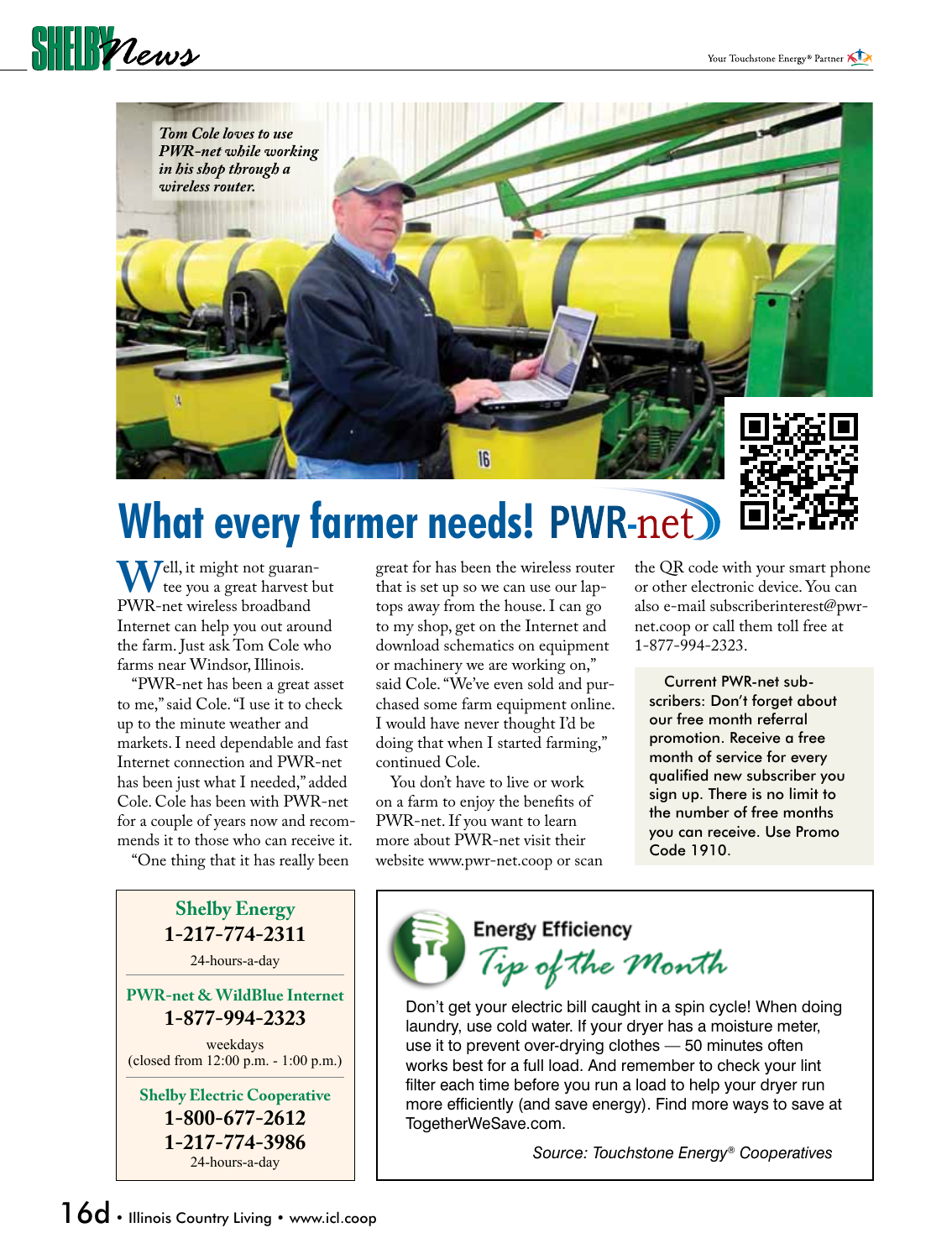*Tom Cole loves to use PWR-net while working in his shop through a wireless router.*

# What every farmer needs! PWR-net

Well, it might not guarantee you a great harvest but PWR-net wireless broadband Internet can help you out around the farm. Just ask Tom Cole who farms near Windsor, Illinois.

"PWR-net has been a great asset to me," said Cole. "I use it to check up to the minute weather and markets. I need dependable and fast Internet connection and PWR-net has been just what I needed," added Cole. Cole has been with PWR-net for a couple of years now and recommends it to those who can receive it.

"One thing that it has really been great for has been the wireless router that is set up so we can use our laptops away from the house. I can go to my shop, get on the Internet and download schematics on equipment or machinery we are working on," said Cole. "We've even sold and purchased some farm equipment online. I would have never thought I'd be doing that when I started farming," continued Cole.

You don't have to live or work on a farm to enjoy the benefits of PWR-net. If you want to learn more about PWR-net visit their website www.pwr-net.coop or scan the QR code with your smart phone or other electronic device. You can also e-mail subscriberinterest@pwr-net.coop or call them toll free at 1-877-994-2323.

Current PWR-net subscribers: Don't forget about our free month referral promotion. Receive a free month of service for every qualified new subscriber you sign up. There is no limit to the number of free months you can receive. Use Promo Code 1910.

**Shelby Energy**
**1-217-774-2311**
24-hours-a-day

**PWR-net & WildBlue Internet**
**1-877-994-2323**
weekdays
(closed from 12:00 p.m. - 1:00 p.m.)

**Shelby Electric Cooperative**
**1-800-677-2612**
**1-217-774-3986**
24-hours-a-day

## Energy Efficiency *Tip of the Month*

Don't get your electric bill caught in a spin cycle! When doing laundry, use cold water. If your dryer has a moisture meter, use it to prevent over-drying clothes — 50 minutes often works best for a full load. And remember to check your lint filter each time before you run a load to help your dryer run more efficiently (and save energy). Find more ways to save at TogetherWeSave.com.

*Source: Touchstone Energy® Cooperatives*